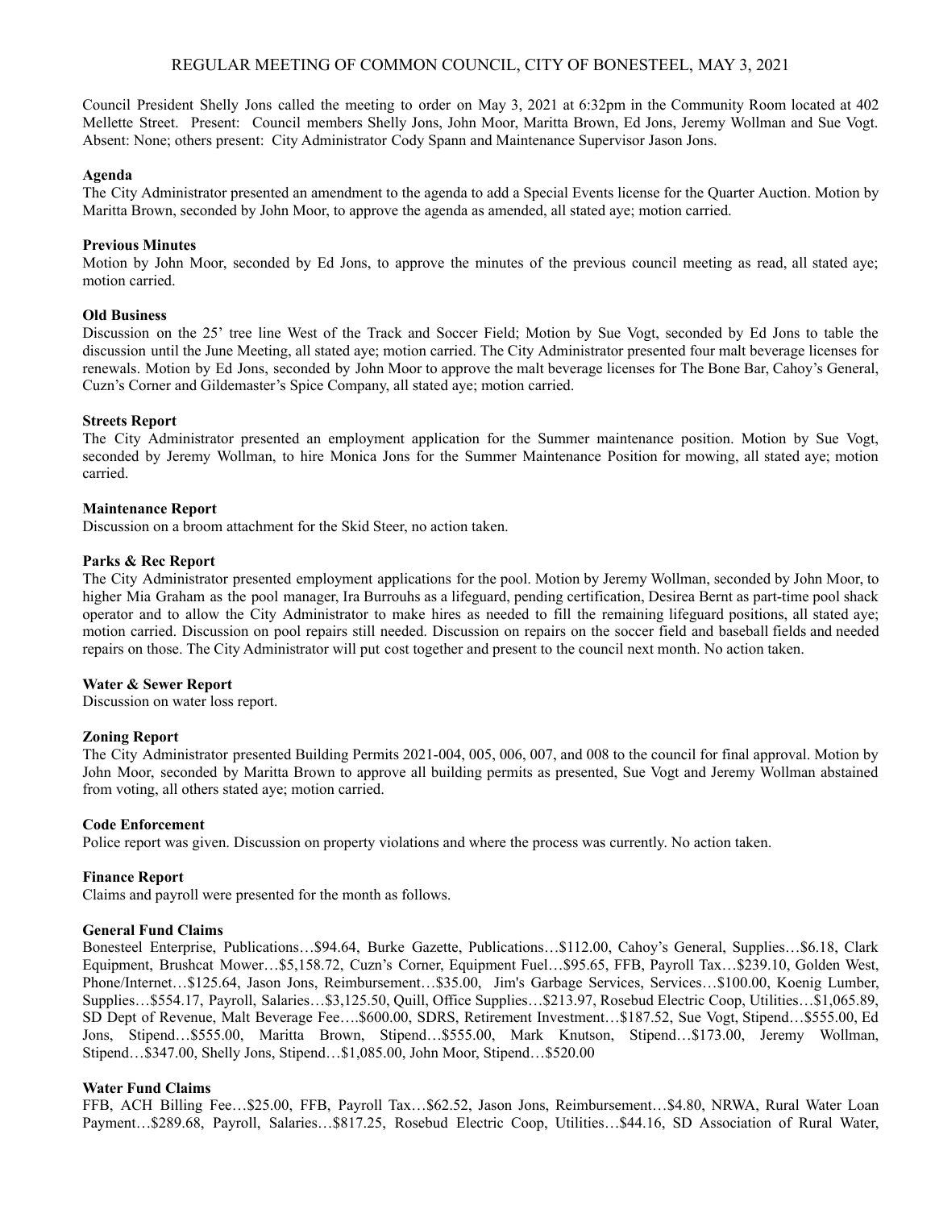# REGULAR MEETING OF COMMON COUNCIL, CITY OF BONESTEEL, MAY 3, 2021

Council President Shelly Jons called the meeting to order on May 3, 2021 at 6:32pm in the Community Room located at 402 Mellette Street. Present: Council members Shelly Jons, John Moor, Maritta Brown, Ed Jons, Jeremy Wollman and Sue Vogt. Absent: None; others present: City Administrator Cody Spann and Maintenance Supervisor Jason Jons.

**Agenda**

The City Administrator presented an amendment to the agenda to add a Special Events license for the Quarter Auction. Motion by Maritta Brown, seconded by John Moor, to approve the agenda as amended, all stated aye; motion carried.

**Previous Minutes**

Motion by John Moor, seconded by Ed Jons, to approve the minutes of the previous council meeting as read, all stated aye; motion carried.

**Old Business**

Discussion on the 25' tree line West of the Track and Soccer Field; Motion by Sue Vogt, seconded by Ed Jons to table the discussion until the June Meeting, all stated aye; motion carried. The City Administrator presented four malt beverage licenses for renewals. Motion by Ed Jons, seconded by John Moor to approve the malt beverage licenses for The Bone Bar, Cahoy's General, Cuzn's Corner and Gildemaster's Spice Company, all stated aye; motion carried.

**Streets Report**

The City Administrator presented an employment application for the Summer maintenance position. Motion by Sue Vogt, seconded by Jeremy Wollman, to hire Monica Jons for the Summer Maintenance Position for mowing, all stated aye; motion carried.

**Maintenance Report**

Discussion on a broom attachment for the Skid Steer, no action taken.

**Parks & Rec Report**

The City Administrator presented employment applications for the pool. Motion by Jeremy Wollman, seconded by John Moor, to higher Mia Graham as the pool manager, Ira Burrouhs as a lifeguard, pending certification, Desirea Bernt as part-time pool shack operator and to allow the City Administrator to make hires as needed to fill the remaining lifeguard positions, all stated aye; motion carried. Discussion on pool repairs still needed. Discussion on repairs on the soccer field and baseball fields and needed repairs on those. The City Administrator will put cost together and present to the council next month. No action taken.

**Water & Sewer Report**

Discussion on water loss report.

**Zoning Report**

The City Administrator presented Building Permits 2021-004, 005, 006, 007, and 008 to the council for final approval. Motion by John Moor, seconded by Maritta Brown to approve all building permits as presented, Sue Vogt and Jeremy Wollman abstained from voting, all others stated aye; motion carried.

**Code Enforcement**

Police report was given. Discussion on property violations and where the process was currently. No action taken.

**Finance Report**

Claims and payroll were presented for the month as follows.

**General Fund Claims**

Bonesteel Enterprise, Publications…$94.64, Burke Gazette, Publications…$112.00, Cahoy's General, Supplies…$6.18, Clark Equipment, Brushcat Mower…$5,158.72, Cuzn's Corner, Equipment Fuel…$95.65, FFB, Payroll Tax…$239.10, Golden West, Phone/Internet…$125.64, Jason Jons, Reimbursement…$35.00, Jim's Garbage Services, Services…$100.00, Koenig Lumber, Supplies…$554.17, Payroll, Salaries…$3,125.50, Quill, Office Supplies…$213.97, Rosebud Electric Coop, Utilities…$1,065.89, SD Dept of Revenue, Malt Beverage Fee….$600.00, SDRS, Retirement Investment…$187.52, Sue Vogt, Stipend…$555.00, Ed Jons, Stipend…$555.00, Maritta Brown, Stipend…$555.00, Mark Knutson, Stipend…$173.00, Jeremy Wollman, Stipend…$347.00, Shelly Jons, Stipend…$1,085.00, John Moor, Stipend…$520.00

**Water Fund Claims**

FFB, ACH Billing Fee…$25.00, FFB, Payroll Tax…$62.52, Jason Jons, Reimbursement…$4.80, NRWA, Rural Water Loan Payment…$289.68, Payroll, Salaries…$817.25, Rosebud Electric Coop, Utilities…$44.16, SD Association of Rural Water,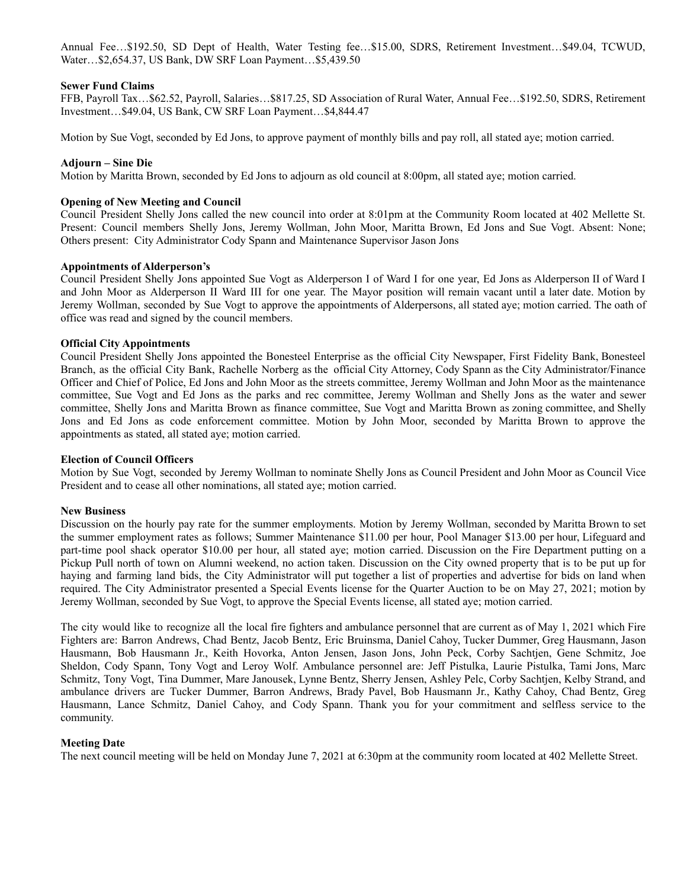Annual Fee…$192.50, SD Dept of Health, Water Testing fee…$15.00, SDRS, Retirement Investment…$49.04, TCWUD, Water…$2,654.37, US Bank, DW SRF Loan Payment…$5,439.50

**Sewer Fund Claims**

FFB, Payroll Tax…$62.52, Payroll, Salaries…$817.25, SD Association of Rural Water, Annual Fee…$192.50, SDRS, Retirement Investment…$49.04, US Bank, CW SRF Loan Payment…$4,844.47

Motion by Sue Vogt, seconded by Ed Jons, to approve payment of monthly bills and pay roll, all stated aye; motion carried.

**Adjourn – Sine Die**

Motion by Maritta Brown, seconded by Ed Jons to adjourn as old council at 8:00pm, all stated aye; motion carried.

**Opening of New Meeting and Council**

Council President Shelly Jons called the new council into order at 8:01pm at the Community Room located at 402 Mellette St. Present: Council members Shelly Jons, Jeremy Wollman, John Moor, Maritta Brown, Ed Jons and Sue Vogt. Absent: None; Others present: City Administrator Cody Spann and Maintenance Supervisor Jason Jons

**Appointments of Alderperson's**

Council President Shelly Jons appointed Sue Vogt as Alderperson I of Ward I for one year, Ed Jons as Alderperson II of Ward I and John Moor as Alderperson II Ward III for one year. The Mayor position will remain vacant until a later date. Motion by Jeremy Wollman, seconded by Sue Vogt to approve the appointments of Alderpersons, all stated aye; motion carried. The oath of office was read and signed by the council members.

**Official City Appointments**

Council President Shelly Jons appointed the Bonesteel Enterprise as the official City Newspaper, First Fidelity Bank, Bonesteel Branch, as the official City Bank, Rachelle Norberg as the official City Attorney, Cody Spann as the City Administrator/Finance Officer and Chief of Police, Ed Jons and John Moor as the streets committee, Jeremy Wollman and John Moor as the maintenance committee, Sue Vogt and Ed Jons as the parks and rec committee, Jeremy Wollman and Shelly Jons as the water and sewer committee, Shelly Jons and Maritta Brown as finance committee, Sue Vogt and Maritta Brown as zoning committee, and Shelly Jons and Ed Jons as code enforcement committee. Motion by John Moor, seconded by Maritta Brown to approve the appointments as stated, all stated aye; motion carried.

**Election of Council Officers**

Motion by Sue Vogt, seconded by Jeremy Wollman to nominate Shelly Jons as Council President and John Moor as Council Vice President and to cease all other nominations, all stated aye; motion carried.

**New Business**

Discussion on the hourly pay rate for the summer employments. Motion by Jeremy Wollman, seconded by Maritta Brown to set the summer employment rates as follows; Summer Maintenance $11.00 per hour, Pool Manager $13.00 per hour, Lifeguard and part-time pool shack operator $10.00 per hour, all stated aye; motion carried. Discussion on the Fire Department putting on a Pickup Pull north of town on Alumni weekend, no action taken. Discussion on the City owned property that is to be put up for haying and farming land bids, the City Administrator will put together a list of properties and advertise for bids on land when required. The City Administrator presented a Special Events license for the Quarter Auction to be on May 27, 2021; motion by Jeremy Wollman, seconded by Sue Vogt, to approve the Special Events license, all stated aye; motion carried.

The city would like to recognize all the local fire fighters and ambulance personnel that are current as of May 1, 2021 which Fire Fighters are: Barron Andrews, Chad Bentz, Jacob Bentz, Eric Bruinsma, Daniel Cahoy, Tucker Dummer, Greg Hausmann, Jason Hausmann, Bob Hausmann Jr., Keith Hovorka, Anton Jensen, Jason Jons, John Peck, Corby Sachtjen, Gene Schmitz, Joe Sheldon, Cody Spann, Tony Vogt and Leroy Wolf. Ambulance personnel are: Jeff Pistulka, Laurie Pistulka, Tami Jons, Marc Schmitz, Tony Vogt, Tina Dummer, Mare Janousek, Lynne Bentz, Sherry Jensen, Ashley Pelc, Corby Sachtjen, Kelby Strand, and ambulance drivers are Tucker Dummer, Barron Andrews, Brady Pavel, Bob Hausmann Jr., Kathy Cahoy, Chad Bentz, Greg Hausmann, Lance Schmitz, Daniel Cahoy, and Cody Spann. Thank you for your commitment and selfless service to the community.

**Meeting Date**

The next council meeting will be held on Monday June 7, 2021 at 6:30pm at the community room located at 402 Mellette Street.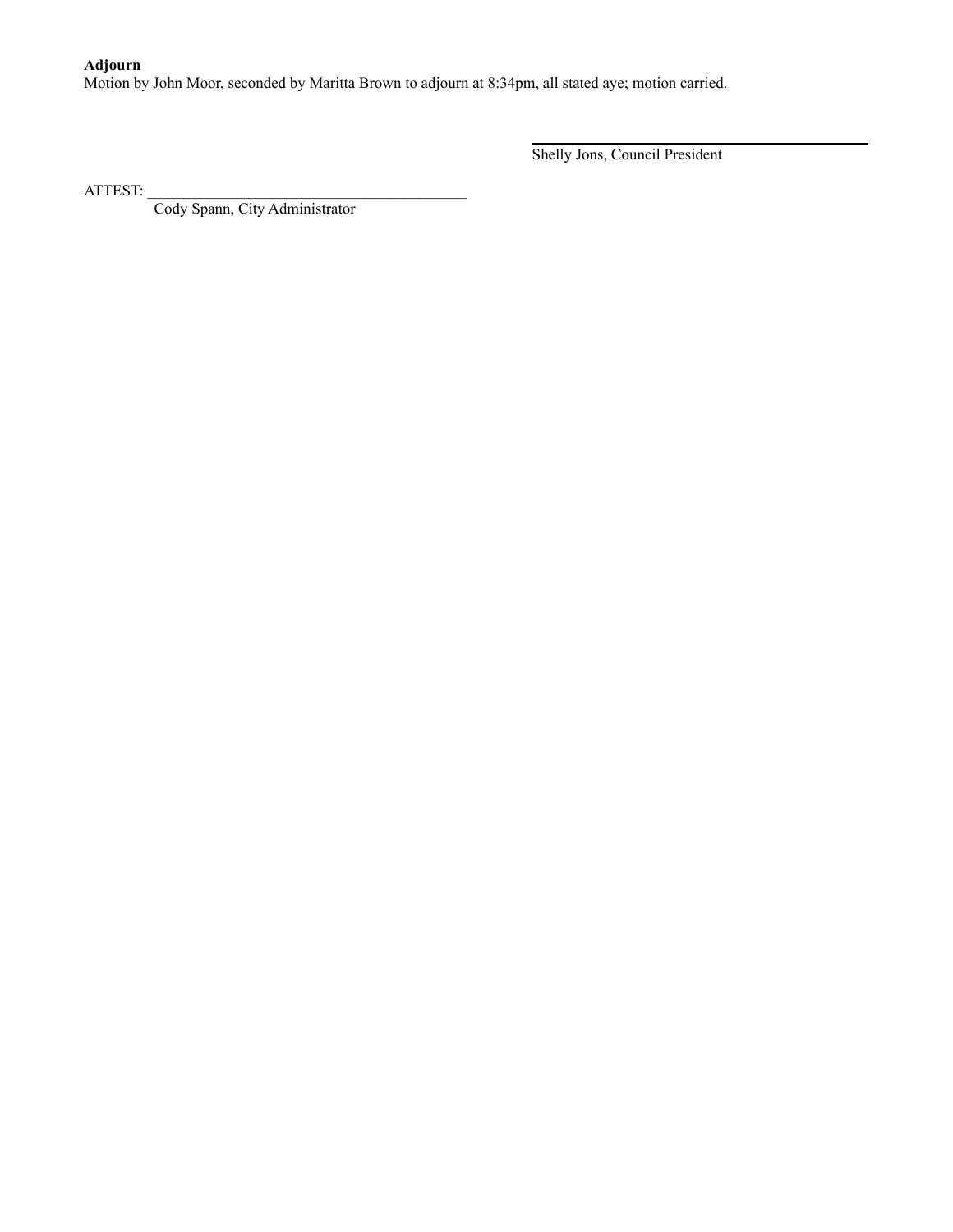**Adjourn**

Motion by John Moor, seconded by Maritta Brown to adjourn at 8:34pm, all stated aye; motion carried.

\_\_\_\_\_\_\_\_\_\_\_\_\_\_\_\_\_\_\_\_\_\_\_\_\_\_\_\_\_\_\_\_\_\_\_\_\_\_\_\_\_\_

Shelly Jons, Council President

ATTEST: \_\_\_\_\_\_\_\_\_\_\_\_\_\_\_\_\_\_\_\_\_\_\_\_\_\_\_\_\_\_\_\_\_\_\_\_\_\_\_\_\_\_

Cody Spann, City Administrator